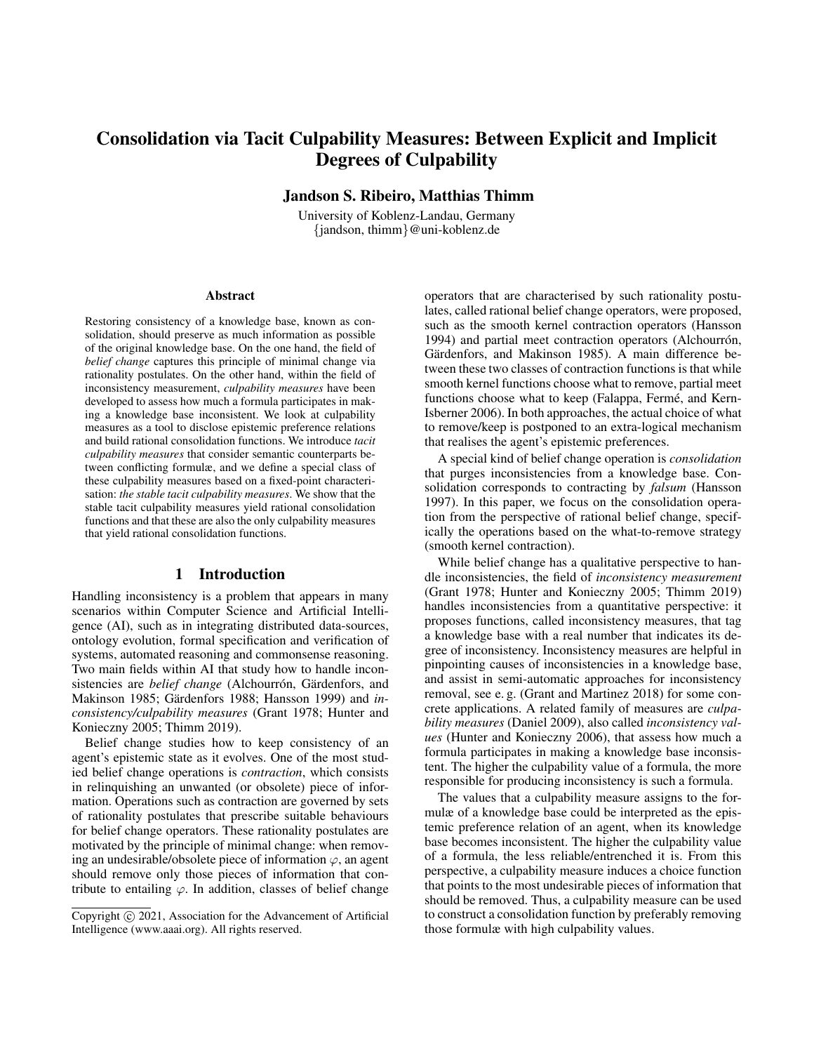# Consolidation via Tacit Culpability Measures: Between Explicit and Implicit Degrees of Culpability

**Jandson S. Ribeiro, Matthias Thimm**

University of Koblenz-Landau, Germany
{jandson, thimm}@uni-koblenz.de

### Abstract

Restoring consistency of a knowledge base, known as consolidation, should preserve as much information as possible of the original knowledge base. On the one hand, the field of *belief change* captures this principle of minimal change via rationality postulates. On the other hand, within the field of inconsistency measurement, *culpability measures* have been developed to assess how much a formula participates in making a knowledge base inconsistent. We look at culpability measures as a tool to disclose epistemic preference relations and build rational consolidation functions. We introduce *tacit culpability measures* that consider semantic counterparts between conflicting formulæ, and we define a special class of these culpability measures based on a fixed-point characterisation: *the stable tacit culpability measures*. We show that the stable tacit culpability measures yield rational consolidation functions and that these are also the only culpability measures that yield rational consolidation functions.

## 1 Introduction

Handling inconsistency is a problem that appears in many scenarios within Computer Science and Artificial Intelligence (AI), such as in integrating distributed data-sources, ontology evolution, formal specification and verification of systems, automated reasoning and commonsense reasoning. Two main fields within AI that study how to handle inconsistencies are *belief change* (Alchourrón, Gärdenfors, and Makinson 1985; Gärdenfors 1988; Hansson 1999) and *inconsistency/culpability measures* (Grant 1978; Hunter and Konieczny 2005; Thimm 2019).

Belief change studies how to keep consistency of an agent's epistemic state as it evolves. One of the most studied belief change operations is *contraction*, which consists in relinquishing an unwanted (or obsolete) piece of information. Operations such as contraction are governed by sets of rationality postulates that prescribe suitable behaviours for belief change operators. These rationality postulates are motivated by the principle of minimal change: when removing an undesirable/obsolete piece of information $\varphi$, an agent should remove only those pieces of information that contribute to entailing $\varphi$. In addition, classes of belief change operators that are characterised by such rationality postulates, called rational belief change operators, were proposed, such as the smooth kernel contraction operators (Hansson 1994) and partial meet contraction operators (Alchourrón, Gärdenfors, and Makinson 1985). A main difference between these two classes of contraction functions is that while smooth kernel functions choose what to remove, partial meet functions choose what to keep (Falappa, Fermé, and Kern-Isberner 2006). In both approaches, the actual choice of what to remove/keep is postponed to an extra-logical mechanism that realises the agent's epistemic preferences.

A special kind of belief change operation is *consolidation* that purges inconsistencies from a knowledge base. Consolidation corresponds to contracting by *falsum* (Hansson 1997). In this paper, we focus on the consolidation operation from the perspective of rational belief change, specifically the operations based on the what-to-remove strategy (smooth kernel contraction).

While belief change has a qualitative perspective to handle inconsistencies, the field of *inconsistency measurement* (Grant 1978; Hunter and Konieczny 2005; Thimm 2019) handles inconsistencies from a quantitative perspective: it proposes functions, called inconsistency measures, that tag a knowledge base with a real number that indicates its degree of inconsistency. Inconsistency measures are helpful in pinpointing causes of inconsistencies in a knowledge base, and assist in semi-automatic approaches for inconsistency removal, see e. g. (Grant and Martinez 2018) for some concrete applications. A related family of measures are *culpability measures* (Daniel 2009), also called *inconsistency values* (Hunter and Konieczny 2006), that assess how much a formula participates in making a knowledge base inconsistent. The higher the culpability value of a formula, the more responsible for producing inconsistency is such a formula.

The values that a culpability measure assigns to the formulæ of a knowledge base could be interpreted as the epistemic preference relation of an agent, when its knowledge base becomes inconsistent. The higher the culpability value of a formula, the less reliable/entrenched it is. From this perspective, a culpability measure induces a choice function that points to the most undesirable pieces of information that should be removed. Thus, a culpability measure can be used to construct a consolidation function by preferably removing those formulæ with high culpability values.

Copyright © 2021, Association for the Advancement of Artificial Intelligence (www.aaai.org). All rights reserved.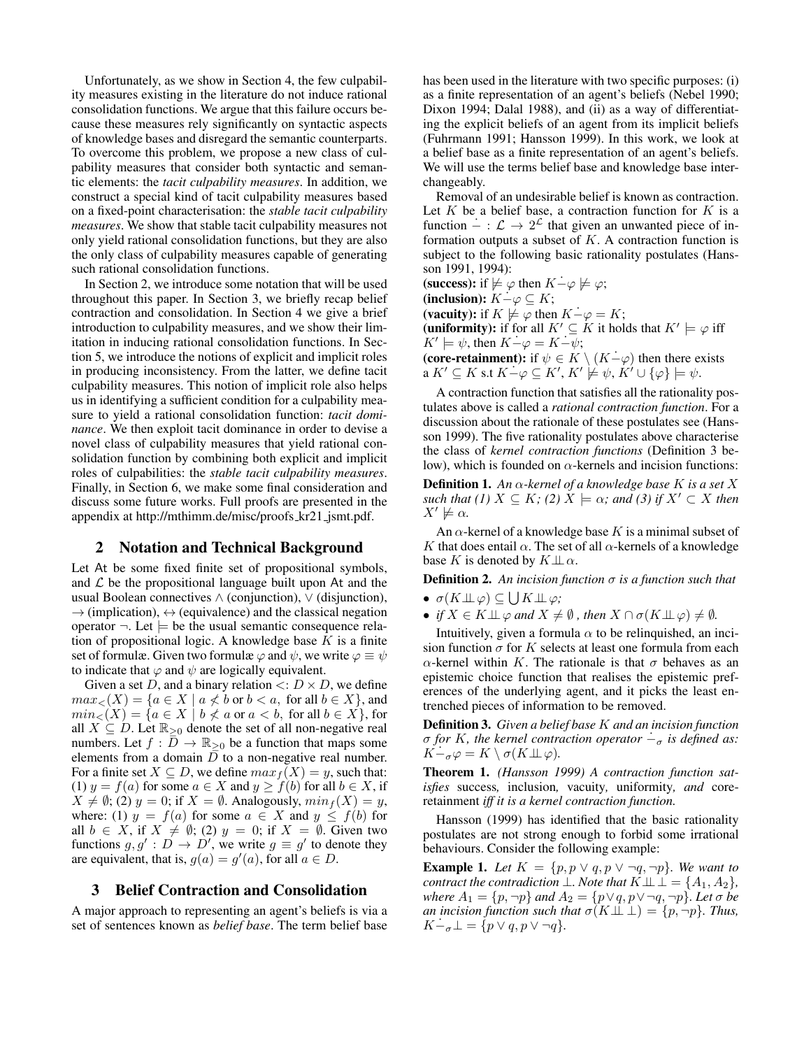Unfortunately, as we show in Section 4, the few culpability measures existing in the literature do not induce rational consolidation functions. We argue that this failure occurs because these measures rely significantly on syntactic aspects of knowledge bases and disregard the semantic counterparts. To overcome this problem, we propose a new class of culpability measures that consider both syntactic and semantic elements: the *tacit culpability measures*. In addition, we construct a special kind of tacit culpability measures based on a fixed-point characterisation: the *stable tacit culpability measures*. We show that stable tacit culpability measures not only yield rational consolidation functions, but they are also the only class of culpability measures capable of generating such rational consolidation functions.

In Section 2, we introduce some notation that will be used throughout this paper. In Section 3, we briefly recap belief contraction and consolidation. In Section 4 we give a brief introduction to culpability measures, and we show their limitation in inducing rational consolidation functions. In Section 5, we introduce the notions of explicit and implicit roles in producing inconsistency. From the latter, we define tacit culpability measures. This notion of implicit role also helps us in identifying a sufficient condition for a culpability measure to yield a rational consolidation function: *tacit dominance*. We then exploit tacit dominance in order to devise a novel class of culpability measures that yield rational consolidation function by combining both explicit and implicit roles of culpabilities: the *stable tacit culpability measures*. Finally, in Section 6, we make some final consideration and discuss some future works. Full proofs are presented in the appendix at http://mthimm.de/misc/proofs_kr21_jsmt.pdf.

## 2 Notation and Technical Background

Let $\mathsf{At}$ be some fixed finite set of propositional symbols, and $\mathcal{L}$ be the propositional language built upon $\mathsf{At}$ and the usual Boolean connectives $\wedge$ (conjunction), $\vee$ (disjunction), $\rightarrow$ (implication), $\leftrightarrow$ (equivalence) and the classical negation operator $\neg$. Let $\models$ be the usual semantic consequence relation of propositional logic. A knowledge base $K$ is a finite set of formulæ. Given two formulæ $\varphi$ and $\psi$, we write $\varphi \equiv \psi$ to indicate that $\varphi$ and $\psi$ are logically equivalent.

Given a set $D$, and a binary relation $<: D \times D$, we define $max_<(X) = \{a \in X \mid a \not< b \text{ or } b < a, \text{ for all } b \in X\}$, and $min_<(X) = \{a \in X \mid b \not< a \text{ or } a < b, \text{ for all } b \in X\}$, for all $X \subseteq D$. Let $\mathbb{R}_{\geq 0}$ denote the set of all non-negative real numbers. Let $f : D \to \mathbb{R}_{\geq 0}$ be a function that maps some elements from a domain $D$ to a non-negative real number. For a finite set $X \subseteq D$, we define $max_f(X) = y$, such that: (1) $y = f(a)$ for some $a \in X$ and $y \geq f(b)$ for all $b \in X$, if $X \neq \emptyset$; (2) $y = 0$; if $X = \emptyset$. Analogously, $min_f(X) = y$, where: (1) $y = f(a)$ for some $a \in X$ and $y \leq f(b)$ for all $b \in X$, if $X \neq \emptyset$; (2) $y = 0$; if $X = \emptyset$. Given two functions $g, g' : D \to D'$, we write $g \equiv g'$ to denote they are equivalent, that is, $g(a) = g'(a)$, for all $a \in D$.

## 3 Belief Contraction and Consolidation

A major approach to representing an agent's beliefs is via a set of sentences known as *belief base*. The term belief base has been used in the literature with two specific purposes: (i) as a finite representation of an agent's beliefs (Nebel 1990; Dixon 1994; Dalal 1988), and (ii) as a way of differentiating the explicit beliefs of an agent from its implicit beliefs (Fuhrmann 1991; Hansson 1999). In this work, we look at a belief base as a finite representation of an agent's beliefs. We will use the terms belief base and knowledge base interchangeably.

Removal of an undesirable belief is known as contraction. Let $K$ be a belief base, a contraction function for $K$ is a function $\dot{-} : \mathcal{L} \to 2^{\mathcal{L}}$ that given an unwanted piece of information outputs a subset of $K$. A contraction function is subject to the following basic rationality postulates (Hansson 1991, 1994):

**(success):** if $\not\models \varphi$ then $K \dot{-} \varphi \not\models \varphi$;
**(inclusion):** $K \dot{-} \varphi \subseteq K$;
**(vacuity):** if $K \not\models \varphi$ then $K \dot{-} \varphi = K$;
**(uniformity):** if for all $K' \subseteq K$ it holds that $K' \models \varphi$ iff $K' \models \psi$, then $K \dot{-} \varphi = K \dot{-} \psi$;
**(core-retainment):** if $\psi \in K \setminus (K \dot{-} \varphi)$ then there exists a $K' \subseteq K$ s.t $K \dot{-} \varphi \subseteq K'$, $K' \not\models \psi$, $K' \cup \{\varphi\} \models \psi$.

A contraction function that satisfies all the rationality postulates above is called a *rational contraction function*. For a discussion about the rationale of these postulates see (Hansson 1999). The five rationality postulates above characterise the class of *kernel contraction functions* (Definition 3 below), which is founded on $\alpha$-kernels and incision functions:

**Definition 1.** *An $\alpha$-kernel of a knowledge base $K$ is a set $X$ such that (1) $X \subseteq K$; (2) $X \models \alpha$; and (3) if $X' \subset X$ then $X' \not\models \alpha$.*

An $\alpha$-kernel of a knowledge base $K$ is a minimal subset of $K$ that does entail $\alpha$. The set of all $\alpha$-kernels of a knowledge base $K$ is denoted by $K \perp\!\!\!\perp \alpha$.

**Definition 2.** *An incision function $\sigma$ is a function such that*

- *$\sigma(K \perp\!\!\!\perp \varphi) \subseteq \bigcup K \perp\!\!\!\perp \varphi$;*
- *if $X \in K \perp\!\!\!\perp \varphi$ and $X \neq \emptyset$ , then $X \cap \sigma(K \perp\!\!\!\perp \varphi) \neq \emptyset$.*

Intuitively, given a formula $\alpha$ to be relinquished, an incision function $\sigma$ for $K$ selects at least one formula from each $\alpha$-kernel within $K$. The rationale is that $\sigma$ behaves as an epistemic choice function that realises the epistemic preferences of the underlying agent, and it picks the least entrenched pieces of information to be removed.

**Definition 3.** *Given a belief base $K$ and an incision function $\sigma$ for $K$, the kernel contraction operator $\dot{-}_\sigma$ is defined as: $K \dot{-}_\sigma \varphi = K \setminus \sigma(K \perp\!\!\!\perp \varphi)$.*

**Theorem 1.** *(Hansson 1999) A contraction function satisfies* success*,* inclusion*,* vacuity*,* uniformity*, and* core-retainment *iff it is a kernel contraction function.*

Hansson (1999) has identified that the basic rationality postulates are not strong enough to forbid some irrational behaviours. Consider the following example:

**Example 1.** *Let $K = \{p, p \vee q, p \vee \neg q, \neg p\}$. We want to contract the contradiction $\perp$. Note that $K \perp\!\!\!\perp \perp = \{A_1, A_2\}$, where $A_1 = \{p, \neg p\}$ and $A_2 = \{p \vee q, p \vee \neg q, \neg p\}$. Let $\sigma$ be an incision function such that $\sigma(K \perp\!\!\!\perp \perp) = \{p, \neg p\}$. Thus, $K \dot{-}_\sigma \perp = \{p \vee q, p \vee \neg q\}$.*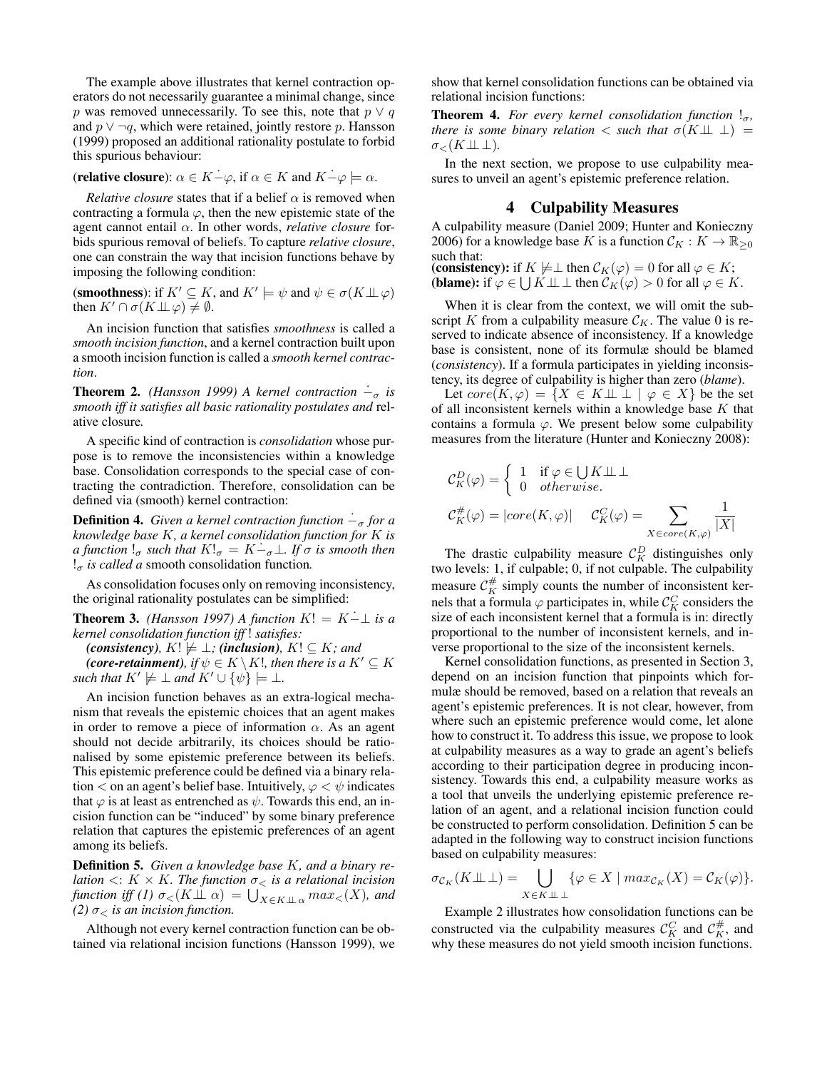The example above illustrates that kernel contraction operators do not necessarily guarantee a minimal change, since $p$ was removed unnecessarily. To see this, note that $p \vee q$ and $p \vee \neg q$, which were retained, jointly restore $p$. Hansson (1999) proposed an additional rationality postulate to forbid this spurious behaviour:

(**relative closure**): $\alpha \in K \dot{-} \varphi$, if $\alpha \in K$ and $K \dot{-} \varphi \models \alpha$.

*Relative closure* states that if a belief $\alpha$ is removed when contracting a formula $\varphi$, then the new epistemic state of the agent cannot entail $\alpha$. In other words, *relative closure* forbids spurious removal of beliefs. To capture *relative closure*, one can constrain the way that incision functions behave by imposing the following condition:

(**smoothness**): if $K' \subseteq K$, and $K' \models \psi$ and $\psi \in \sigma(K \perp\!\!\!\perp \varphi)$ then $K' \cap \sigma(K \perp\!\!\!\perp \varphi) \neq \emptyset$.

An incision function that satisfies *smoothness* is called a *smooth incision function*, and a kernel contraction built upon a smooth incision function is called a *smooth kernel contraction*.

**Theorem 2.** *(Hansson 1999) A kernel contraction $\dot{-}_\sigma$ is smooth iff it satisfies all basic rationality postulates and* relative closure*.*

A specific kind of contraction is *consolidation* whose purpose is to remove the inconsistencies within a knowledge base. Consolidation corresponds to the special case of contracting the contradiction. Therefore, consolidation can be defined via (smooth) kernel contraction:

**Definition 4.** *Given a kernel contraction function $\dot{-}_\sigma$ for a knowledge base $K$, a kernel consolidation function for $K$ is a function $!_\sigma$ such that $K!_\sigma = K \dot{-}_\sigma \bot$. If $\sigma$ is smooth then $!_\sigma$ is called a* smooth consolidation function*.*

As consolidation focuses only on removing inconsistency, the original rationality postulates can be simplified:

**Theorem 3.** *(Hansson 1997) A function $K! = K \dot{-} \bot$ is a kernel consolidation function iff $!$ satisfies:*
***(consistency)**, $K! \not\models \bot$; **(inclusion)**, $K! \subseteq K$; and*
***(core-retainment)**, if $\psi \in K \setminus K!$, then there is a $K' \subseteq K$ such that $K' \not\models \bot$ and $K' \cup \{\psi\} \models \bot$.*

An incision function behaves as an extra-logical mechanism that reveals the epistemic choices that an agent makes in order to remove a piece of information $\alpha$. As an agent should not decide arbitrarily, its choices should be rationalised by some epistemic preference between its beliefs. This epistemic preference could be defined via a binary relation $<$ on an agent's belief base. Intuitively, $\varphi < \psi$ indicates that $\varphi$ is at least as entrenched as $\psi$. Towards this end, an incision function can be "induced" by some binary preference relation that captures the epistemic preferences of an agent among its beliefs.

**Definition 5.** *Given a knowledge base $K$, and a binary relation $<$: $K \times K$. The function $\sigma_<$ is a relational incision function iff (1) $\sigma_<(K \perp\!\!\!\perp \alpha) = \bigcup_{X \in K \perp\!\!\!\perp \alpha} max_<(X)$, and (2) $\sigma_<$ is an incision function.*

Although not every kernel contraction function can be obtained via relational incision functions (Hansson 1999), we show that kernel consolidation functions can be obtained via relational incision functions:

**Theorem 4.** *For every kernel consolidation function $!_\sigma$, there is some binary relation $<$ such that $\sigma(K \perp\!\!\!\perp \bot) = \sigma_<(K \perp\!\!\!\perp \bot)$.*

In the next section, we propose to use culpability measures to unveil an agent's epistemic preference relation.

## 4 Culpability Measures

A culpability measure (Daniel 2009; Hunter and Konieczny 2006) for a knowledge base $K$ is a function $\mathcal{C}_K : K \to \mathbb{R}_{\geq 0}$ such that:
**(consistency):** if $K \not\models \bot$ then $\mathcal{C}_K(\varphi) = 0$ for all $\varphi \in K$;
**(blame):** if $\varphi \in \bigcup K \perp\!\!\!\perp \bot$ then $\mathcal{C}_K(\varphi) > 0$ for all $\varphi \in K$.

When it is clear from the context, we will omit the subscript $K$ from a culpability measure $\mathcal{C}_K$. The value 0 is reserved to indicate absence of inconsistency. If a knowledge base is consistent, none of its formulæ should be blamed (*consistency*). If a formula participates in yielding inconsistency, its degree of culpability is higher than zero (*blame*).

Let $core(K, \varphi) = \{X \in K \perp\!\!\!\perp \bot \mid \varphi \in X\}$ be the set of all inconsistent kernels within a knowledge base $K$ that contains a formula $\varphi$. We present below some culpability measures from the literature (Hunter and Konieczny 2008):

$$\mathcal{C}^D_K(\varphi) = \begin{cases} 1 & \text{if } \varphi \in \bigcup K \perp\!\!\!\perp \bot \\ 0 & otherwise. \end{cases}$$

$$\mathcal{C}^\#_K(\varphi) = |core(K, \varphi)| \qquad \mathcal{C}^C_K(\varphi) = \sum_{X \in core(K,\varphi)} \frac{1}{|X|}$$

The drastic culpability measure $\mathcal{C}^D_K$ distinguishes only two levels: 1, if culpable; 0, if not culpable. The culpability measure $\mathcal{C}^\#_K$ simply counts the number of inconsistent kernels that a formula $\varphi$ participates in, while $\mathcal{C}^C_K$ considers the size of each inconsistent kernel that a formula is in: directly proportional to the number of inconsistent kernels, and inverse proportional to the size of the inconsistent kernels.

Kernel consolidation functions, as presented in Section 3, depend on an incision function that pinpoints which formulæ should be removed, based on a relation that reveals an agent's epistemic preferences. It is not clear, however, from where such an epistemic preference would come, let alone how to construct it. To address this issue, we propose to look at culpability measures as a way to grade an agent's beliefs according to their participation degree in producing inconsistency. Towards this end, a culpability measure works as a tool that unveils the underlying epistemic preference relation of an agent, and a relational incision function could be constructed to perform consolidation. Definition 5 can be adapted in the following way to construct incision functions based on culpability measures:

$$\sigma_{\mathcal{C}_K}(K \perp\!\!\!\perp \bot) = \bigcup_{X \in K \perp\!\!\!\perp \bot} \{\varphi \in X \mid max_{\mathcal{C}_K}(X) = \mathcal{C}_K(\varphi)\}.$$

Example 2 illustrates how consolidation functions can be constructed via the culpability measures $\mathcal{C}^C_K$ and $\mathcal{C}^\#_K$, and why these measures do not yield smooth incision functions.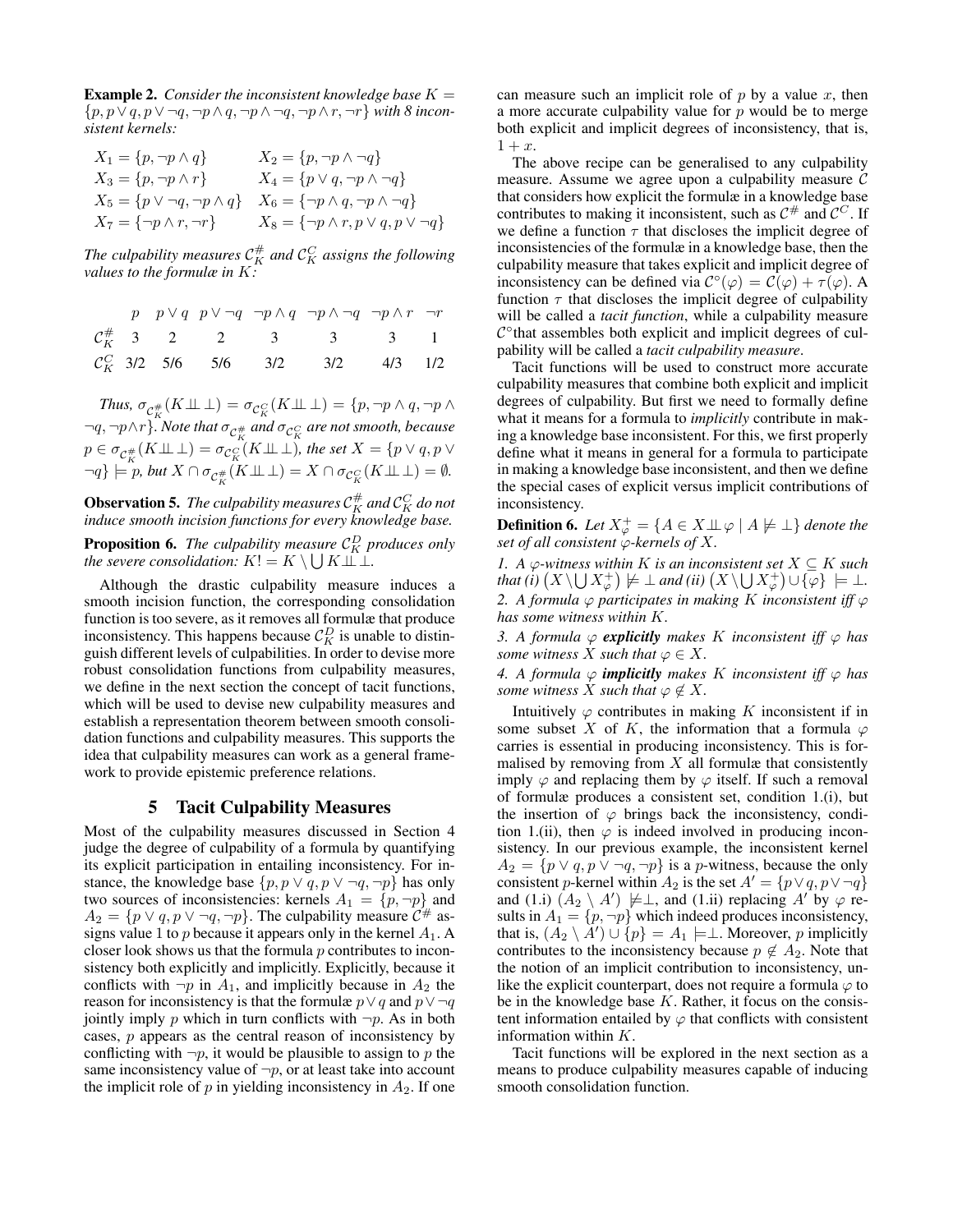**Example 2.** *Consider the inconsistent knowledge base $K = \{p, p \vee q, p \vee \neg q, \neg p \wedge q, \neg p \wedge \neg q, \neg p \wedge r, \neg r\}$ with 8 inconsistent kernels:*

$$X_1 = \{p, \neg p \wedge q\} \qquad X_2 = \{p, \neg p \wedge \neg q\}$$
$$X_3 = \{p, \neg p \wedge r\} \qquad X_4 = \{p \vee q, \neg p \wedge \neg q\}$$
$$X_5 = \{p \vee \neg q, \neg p \wedge q\} \quad X_6 = \{\neg p \wedge q, \neg p \wedge \neg q\}$$
$$X_7 = \{\neg p \wedge r, \neg r\} \qquad X_8 = \{\neg p \wedge r, p \vee q, p \vee \neg q\}$$

*The culpability measures $\mathcal{C}^{\#}_K$ and $\mathcal{C}^{C}_K$ assigns the following values to the formulæ in $K$:*

| | $p$ | $p \vee q$ | $p \vee \neg q$ | $\neg p \wedge q$ | $\neg p \wedge \neg q$ | $\neg p \wedge r$ | $\neg r$ |
|---|---|---|---|---|---|---|---|
| $\mathcal{C}^{\#}_K$ | 3 | 2 | 2 | 3 | 3 | 3 | 1 |
| $\mathcal{C}^{C}_K$ | 3/2 | 5/6 | 5/6 | 3/2 | 3/2 | 4/3 | 1/2 |

*Thus, $\sigma_{\mathcal{C}^{\#}_K}(K \perp\!\!\!\perp \bot) = \sigma_{\mathcal{C}^{C}_K}(K \perp\!\!\!\perp \bot) = \{p, \neg p \wedge q, \neg p \wedge \neg q, \neg p \wedge r\}$. Note that $\sigma_{\mathcal{C}^{\#}_K}$ and $\sigma_{\mathcal{C}^{C}_K}$ are not smooth, because $p \in \sigma_{\mathcal{C}^{\#}_K}(K \perp\!\!\!\perp \bot) = \sigma_{\mathcal{C}^{C}_K}(K \perp\!\!\!\perp \bot)$, the set $X = \{p \vee q, p \vee \neg q\} \models p$, but $X \cap \sigma_{\mathcal{C}^{\#}_K}(K \perp\!\!\!\perp \bot) = X \cap \sigma_{\mathcal{C}^{C}_K}(K \perp\!\!\!\perp \bot) = \emptyset$.*

**Observation 5.** *The culpability measures $\mathcal{C}^{\#}_K$ and $\mathcal{C}^{C}_K$ do not induce smooth incision functions for every knowledge base.*

**Proposition 6.** *The culpability measure $\mathcal{C}^{D}_K$ produces only the severe consolidation: $K! = K \setminus \bigcup K \perp\!\!\!\perp \bot$.*

Although the drastic culpability measure induces a smooth incision function, the corresponding consolidation function is too severe, as it removes all formulæ that produce inconsistency. This happens because $\mathcal{C}^{D}_K$ is unable to distinguish different levels of culpabilities. In order to devise more robust consolidation functions from culpability measures, we define in the next section the concept of tacit functions, which will be used to devise new culpability measures and establish a representation theorem between smooth consolidation functions and culpability measures. This supports the idea that culpability measures can work as a general framework to provide epistemic preference relations.

## 5 Tacit Culpability Measures

Most of the culpability measures discussed in Section 4 judge the degree of culpability of a formula by quantifying its explicit participation in entailing inconsistency. For instance, the knowledge base $\{p, p \vee q, p \vee \neg q, \neg p\}$ has only two sources of inconsistencies: kernels $A_1 = \{p, \neg p\}$ and $A_2 = \{p \vee q, p \vee \neg q, \neg p\}$. The culpability measure $\mathcal{C}^{\#}$ assigns value 1 to $p$ because it appears only in the kernel $A_1$. A closer look shows us that the formula $p$ contributes to inconsistency both explicitly and implicitly. Explicitly, because it conflicts with $\neg p$ in $A_1$, and implicitly because in $A_2$ the reason for inconsistency is that the formulæ $p \vee q$ and $p \vee \neg q$ jointly imply $p$ which in turn conflicts with $\neg p$. As in both cases, $p$ appears as the central reason of inconsistency by conflicting with $\neg p$, it would be plausible to assign to $p$ the same inconsistency value of $\neg p$, or at least take into account the implicit role of $p$ in yielding inconsistency in $A_2$. If one can measure such an implicit role of $p$ by a value $x$, then a more accurate culpability value for $p$ would be to merge both explicit and implicit degrees of inconsistency, that is, $1 + x$.

The above recipe can be generalised to any culpability measure. Assume we agree upon a culpability measure $\mathcal{C}$ that considers how explicit the formulæ in a knowledge base contributes to make it inconsistent, such as $\mathcal{C}^{\#}$ and $\mathcal{C}^{C}$. If we define a function $\tau$ that discloses the implicit degree of inconsistencies of the formulæ in a knowledge base, then the culpability measure that takes explicit and implicit degree of inconsistency can be defined via $\mathcal{C}^{\circ}(\varphi) = \mathcal{C}(\varphi) + \tau(\varphi)$. A function $\tau$ that discloses the implicit degree of culpability will be called a *tacit function*, while a culpability measure $\mathcal{C}^{\circ}$ that assembles both explicit and implicit degrees of culpability will be called a *tacit culpability measure*.

Tacit functions will be used to construct more accurate culpability measures that combine both explicit and implicit degrees of culpability. But first we need to formally define what it means for a formula to *implicitly* contribute in making a knowledge base inconsistent. For this, we first properly define what it means in general for a formula to participate in making a knowledge base inconsistent, and then we define the special cases of explicit versus implicit contributions of inconsistency.

**Definition 6.** *Let $X^{+}_{\varphi} = \{A \in X \perp\!\!\!\perp \varphi \mid A \not\models \bot\}$ denote the set of all consistent $\varphi$-kernels of $X$.*

*1. A $\varphi$-witness within $K$ is an inconsistent set $X \subseteq K$ such that (i) $\left(X \setminus \bigcup X^{+}_{\varphi}\right) \not\models \bot$ and (ii) $\left(X \setminus \bigcup X^{+}_{\varphi}\right) \cup \{\varphi\} \models \bot$.*
*2. A formula $\varphi$ participates in making $K$ inconsistent iff $\varphi$ has some witness within $K$.*
*3. A formula $\varphi$ **explicitly** makes $K$ inconsistent iff $\varphi$ has some witness $X$ such that $\varphi \in X$.*
*4. A formula $\varphi$ **implicitly** makes $K$ inconsistent iff $\varphi$ has some witness $X$ such that $\varphi \notin X$.*

Intuitively $\varphi$ contributes in making $K$ inconsistent if in some subset $X$ of $K$, the information that a formula $\varphi$ carries is essential in producing inconsistency. This is formalised by removing from $X$ all formulæ that consistently imply $\varphi$ and replacing them by $\varphi$ itself. If such a removal of formulæ produces a consistent set, condition 1.(i), but the insertion of $\varphi$ brings back the inconsistency, condition 1.(ii), then $\varphi$ is indeed involved in producing inconsistency. In our previous example, the inconsistent kernel $A_2 = \{p \vee q, p \vee \neg q, \neg p\}$ is a $p$-witness, because the only consistent $p$-kernel within $A_2$ is the set $A' = \{p \vee q, p \vee \neg q\}$ and (1.i) $(A_2 \setminus A') \not\models \bot$, and (1.ii) replacing $A'$ by $\varphi$ results in $A_1 = \{p, \neg p\}$ which indeed produces inconsistency, that is, $(A_2 \setminus A') \cup \{p\} = A_1 \models \bot$. Moreover, $p$ implicitly contributes to the inconsistency because $p \notin A_2$. Note that the notion of an implicit contribution to inconsistency, unlike the explicit counterpart, does not require a formula $\varphi$ to be in the knowledge base $K$. Rather, it focus on the consistent information entailed by $\varphi$ that conflicts with consistent information within $K$.

Tacit functions will be explored in the next section as a means to produce culpability measures capable of inducing smooth consolidation function.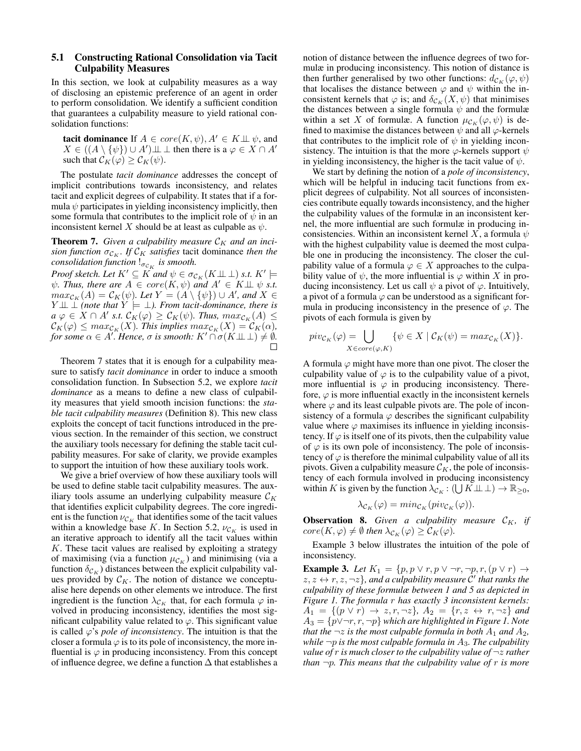### 5.1 Constructing Rational Consolidation via Tacit Culpability Measures

In this section, we look at culpability measures as a way of disclosing an epistemic preference of an agent in order to perform consolidation. We identify a sufficient condition that guarantees a culpability measure to yield rational consolidation functions:

**tacit dominance** If $A \in core(K, \psi)$, $A' \in K \perp\!\!\!\perp \psi$, and $X \in ((A \setminus \{\psi\}) \cup A') \perp\!\!\!\perp \perp$ then there is a $\varphi \in X \cap A'$ such that $\mathcal{C}_K(\varphi) \geq \mathcal{C}_K(\psi)$.

The postulate *tacit dominance* addresses the concept of implicit contributions towards inconsistency, and relates tacit and explicit degrees of culpability. It states that if a formula $\psi$ participates in yielding inconsistency implicitly, then some formula that contributes to the implicit role of $\psi$ in an inconsistent kernel $X$ should be at least as culpable as $\psi$.

**Theorem 7.** *Given a culpability measure $\mathcal{C}_K$ and an incision function $\sigma_{\mathcal{C}_K}$. If $\mathcal{C}_K$ satisfies* tacit dominance *then the consolidation function $!_{\sigma_{\mathcal{C}_K}}$ is smooth.*

*Proof sketch. Let $K' \subseteq K$ and $\psi \in \sigma_{\mathcal{C}_K}(K \perp\!\!\!\perp \perp)$ s.t. $K' \models \psi$. Thus, there are $A \in core(K, \psi)$ and $A' \in K \perp\!\!\!\perp \psi$ s.t. $max_{\mathcal{C}_K}(A) = \mathcal{C}_K(\psi)$. Let $Y = (A \setminus \{\psi\}) \cup A'$, and $X \in Y \perp\!\!\!\perp \perp$ (note that $Y \models \perp$). From tacit-dominance, there is a $\varphi \in X \cap A'$ s.t. $\mathcal{C}_K(\varphi) \geq \mathcal{C}_K(\psi)$. Thus, $max_{\mathcal{C}_K}(A) \leq \mathcal{C}_K(\varphi) \leq max_{\mathcal{C}_K}(X)$. This implies $max_{\mathcal{C}_K}(X) = \mathcal{C}_K(\alpha)$, for some $\alpha \in A'$. Hence, $\sigma$ is smooth: $K' \cap \sigma(K \perp\!\!\!\perp \perp) \neq \emptyset$.* □

Theorem 7 states that it is enough for a culpability measure to satisfy *tacit dominance* in order to induce a smooth consolidation function. In Subsection 5.2, we explore *tacit dominance* as a means to define a new class of culpability measures that yield smooth incision functions: the *stable tacit culpability measures* (Definition 8). This new class exploits the concept of tacit functions introduced in the previous section. In the remainder of this section, we construct the auxiliary tools necessary for defining the stable tacit culpability measures. For sake of clarity, we provide examples to support the intuition of how these auxiliary tools work.

We give a brief overview of how these auxiliary tools will be used to define stable tacit culpability measures. The auxiliary tools assume an underlying culpability measure $\mathcal{C}_K$ that identifies explicit culpability degrees. The core ingredient is the function $\nu_{\mathcal{C}_K}$ that identifies some of the tacit values within a knowledge base $K$. In Section 5.2, $\nu_{\mathcal{C}_K}$ is used in an iterative approach to identify all the tacit values within $K$. These tacit values are realised by exploiting a strategy of maximising (via a function $\mu_{\mathcal{C}_K}$) and minimising (via a function $\delta_{\mathcal{C}_K}$) distances between the explicit culpability values provided by $\mathcal{C}_K$. The notion of distance we conceptualise here depends on other elements we introduce. The first ingredient is the function $\lambda_{\mathcal{C}_K}$ that, for each formula $\varphi$ involved in producing inconsistency, identifies the most significant culpability value related to $\varphi$. This significant value is called $\varphi$'s *pole of inconsistency*. The intuition is that the closer a formula $\varphi$ is to its pole of inconsistency, the more influential is $\varphi$ in producing inconsistency. From this concept of influence degree, we define a function $\Delta$ that establishes a notion of distance between the influence degrees of two formulæ in producing inconsistency. This notion of distance is then further generalised by two other functions: $d_{\mathcal{C}_K}(\varphi, \psi)$ that localises the distance between $\varphi$ and $\psi$ within the inconsistent kernels that $\varphi$ is; and $\delta_{\mathcal{C}_K}(X, \psi)$ that minimises the distances between a single formula $\psi$ and the formulæ within a set $X$ of formulæ. A function $\mu_{\mathcal{C}_K}(\varphi, \psi)$ is defined to maximise the distances between $\psi$ and all $\varphi$-kernels that contributes to the implicit role of $\psi$ in yielding inconsistency. The intuition is that the more $\varphi$-kernels support $\psi$ in yielding inconsistency, the higher is the tacit value of $\psi$.

We start by defining the notion of a *pole of inconsistency*, which will be helpful in inducing tacit functions from explicit degrees of culpability. Not all sources of inconsistencies contribute equally towards inconsistency, and the higher the culpability values of the formulæ in an inconsistent kernel, the more influential are such formulæ in producing inconsistencies. Within an inconsistent kernel $X$, a formula $\psi$ with the highest culpability value is deemed the most culpable one in producing the inconsistency. The closer the culpability value of a formula $\varphi \in X$ approaches to the culpability value of $\psi$, the more influential is $\varphi$ within $X$ in producing inconsistency. Let us call $\psi$ a pivot of $\varphi$. Intuitively, a pivot of a formula $\varphi$ can be understood as a significant formula in producing inconsistency in the presence of $\varphi$. The pivots of each formula is given by

$$piv_{\mathcal{C}_K}(\varphi) = \bigcup_{X \in core(\varphi, K)} \{\psi \in X \mid \mathcal{C}_K(\psi) = max_{\mathcal{C}_K}(X)\}.$$

A formula $\varphi$ might have more than one pivot. The closer the culpability value of $\varphi$ is to the culpability value of a pivot, more influential is $\varphi$ in producing inconsistency. Therefore, $\varphi$ is more influential exactly in the inconsistent kernels where $\varphi$ and its least culpable pivots are. The pole of inconsistency of a formula $\varphi$ describes the significant culpability value where $\varphi$ maximises its influence in yielding inconsistency. If $\varphi$ is itself one of its pivots, then the culpability value of $\varphi$ is its own pole of inconsistency. The pole of inconsistency of $\varphi$ is therefore the minimal culpability value of all its pivots. Given a culpability measure $\mathcal{C}_K$, the pole of inconsistency of each formula involved in producing inconsistency within $K$ is given by the function $\lambda_{\mathcal{C}_K} : (\bigcup K \perp\!\!\!\perp \perp) \rightarrow \mathbb{R}_{\geq 0}$,

$$\lambda_{\mathcal{C}_K}(\varphi) = min_{\mathcal{C}_K}(piv_{\mathcal{C}_K}(\varphi)).$$

**Observation 8.** *Given a culpability measure $\mathcal{C}_K$, if $core(K, \varphi) \neq \emptyset$ then $\lambda_{\mathcal{C}_K}(\varphi) \geq \mathcal{C}_K(\varphi)$.*

Example 3 below illustrates the intuition of the pole of inconsistency.

**Example 3.** *Let $K_1 = \{p, p \vee r, p \vee \neg r, \neg p, r, (p \vee r) \rightarrow z, z \leftrightarrow r, z, \neg z\}$, and a culpability measure $\mathcal{C}'$ that ranks the culpability of these formulæ between 1 and 5 as depicted in Figure 1. The formula $r$ has exactly 3 inconsistent kernels: $A_1 = \{(p \vee r) \rightarrow z, r, \neg z\}$, $A_2 = \{r, z \leftrightarrow r, \neg z\}$ and $A_3 = \{p \vee \neg r, r, \neg p\}$ which are highlighted in Figure 1. Note that the $\neg z$ is the most culpable formula in both $A_1$ and $A_2$, while $\neg p$ is the most culpable formula in $A_3$. The culpability value of $r$ is much closer to the culpability value of $\neg z$ rather than $\neg p$. This means that the culpability value of $r$ is more*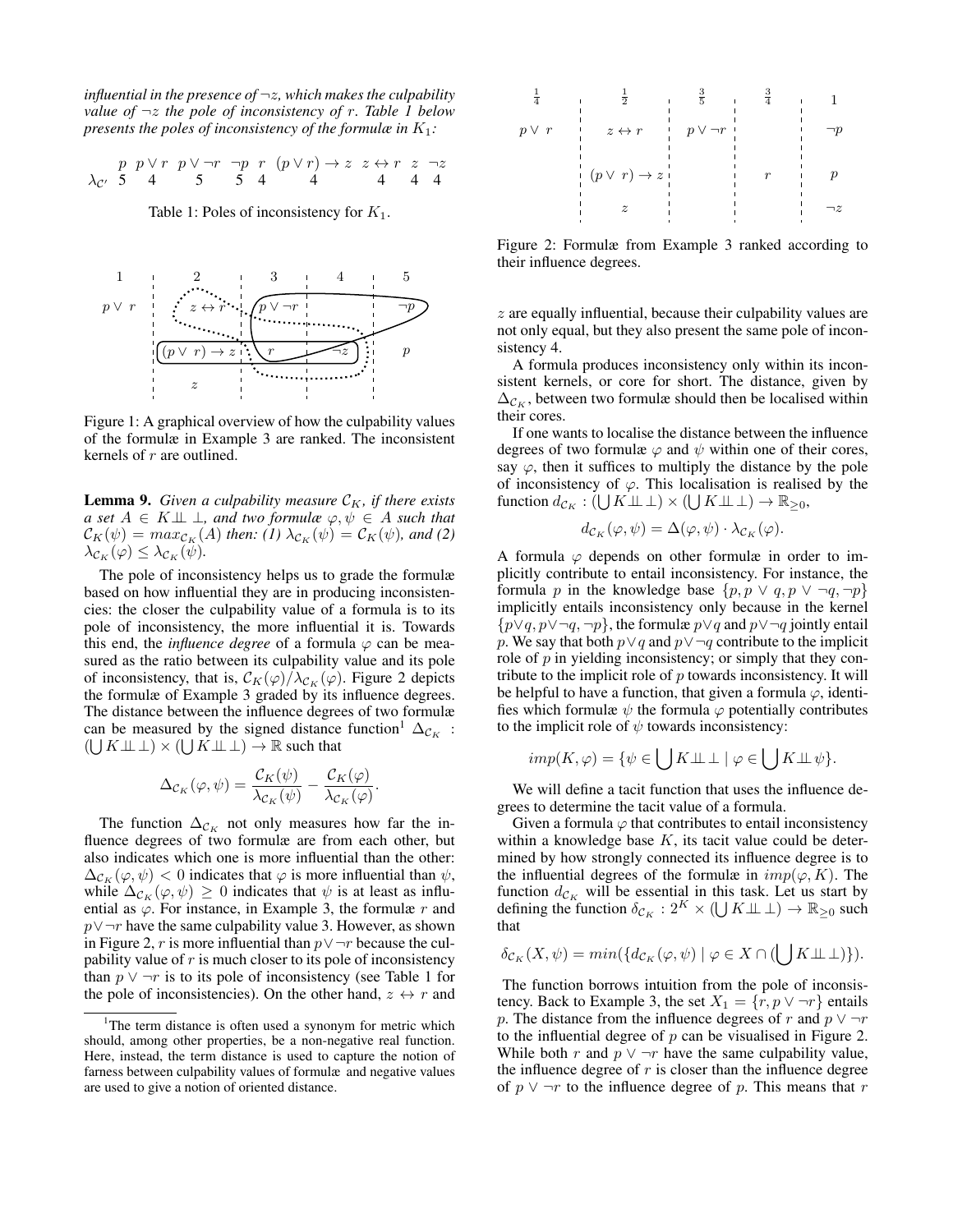*influential in the presence of $\neg z$, which makes the culpability value of $\neg z$ the pole of inconsistency of $r$. Table 1 below presents the poles of inconsistency of the formulæ in $K_1$:*

| | $p$ | $p \vee r$ | $p \vee \neg r$ | $\neg p$ | $r$ | $(p \vee r) \rightarrow z$ | $z \leftrightarrow r$ | $z$ | $\neg z$ |
|---|---|---|---|---|---|---|---|---|---|
| $\lambda_{\mathcal{C}'}$ | 5 | 4 | 5 | 5 | 4 | 4 | 4 | 4 | 4 |

Table 1: Poles of inconsistency for $K_1$.

1 2 3 4 5

$p \vee r$

$z \leftrightarrow r$

$p \vee \neg r$

$\neg p$

$(p \vee r) \rightarrow z$

$r$

$\neg z$

$p$

$z$

Figure 1: A graphical overview of how the culpability values of the formulæ in Example 3 are ranked. The inconsistent kernels of $r$ are outlined.

**Lemma 9.** *Given a culpability measure $\mathcal{C}_K$, if there exists a set $A \in K \perp\!\!\!\perp \perp$, and two formulæ $\varphi, \psi \in A$ such that $\mathcal{C}_K(\psi) = max_{\mathcal{C}_K}(A)$ then: (1) $\lambda_{\mathcal{C}_K}(\psi) = \mathcal{C}_K(\psi)$, and (2) $\lambda_{\mathcal{C}_K}(\varphi) \leq \lambda_{\mathcal{C}_K}(\psi)$.*

The pole of inconsistency helps us to grade the formulæ based on how influential they are in producing inconsistencies: the closer the culpability value of a formula is to its pole of inconsistency, the more influential it is. Towards this end, the *influence degree* of a formula $\varphi$ can be measured as the ratio between its culpability value and its pole of inconsistency, that is, $\mathcal{C}_K(\varphi)/\lambda_{\mathcal{C}_K}(\varphi)$. Figure 2 depicts the formulæ of Example 3 graded by its influence degrees. The distance between the influence degrees of two formulæ can be measured by the signed distance function[1] $\Delta_{\mathcal{C}_K} : (\bigcup K \perp\!\!\!\perp \perp) \times (\bigcup K \perp\!\!\!\perp \perp) \rightarrow \mathbb{R}$ such that

$$\Delta_{\mathcal{C}_K}(\varphi, \psi) = \frac{\mathcal{C}_K(\psi)}{\lambda_{\mathcal{C}_K}(\psi)} - \frac{\mathcal{C}_K(\varphi)}{\lambda_{\mathcal{C}_K}(\varphi)}.$$

The function $\Delta_{\mathcal{C}_K}$ not only measures how far the influence degrees of two formulæ are from each other, but also indicates which one is more influential than the other: $\Delta_{\mathcal{C}_K}(\varphi, \psi) < 0$ indicates that $\varphi$ is more influential than $\psi$, while $\Delta_{\mathcal{C}_K}(\varphi, \psi) \geq 0$ indicates that $\psi$ is at least as influential as $\varphi$. For instance, in Example 3, the formulæ $r$ and $p \vee \neg r$ have the same culpability value 3. However, as shown in Figure 2, $r$ is more influential than $p \vee \neg r$ because the culpability value of $r$ is much closer to its pole of inconsistency than $p \vee \neg r$ is to its pole of inconsistency (see Table 1 for the pole of inconsistencies). On the other hand, $z \leftrightarrow r$ and

[1]The term distance is often used a synonym for metric which should, among other properties, be a non-negative real function. Here, instead, the term distance is used to capture the notion of farness between culpability values of formulæ and negative values are used to give a notion of oriented distance.

$\frac{1}{4}$ $\frac{1}{2}$ $\frac{3}{5}$ $\frac{3}{4}$ 1

$p \vee r$

$z \leftrightarrow r$

$p \vee \neg r$

$\neg p$

$(p \vee r) \rightarrow z$

$r$

$p$

$z$

$\neg z$

Figure 2: Formulæ from Example 3 ranked according to their influence degrees.

$z$ are equally influential, because their culpability values are not only equal, but they also present the same pole of inconsistency 4.

A formula produces inconsistency only within its inconsistent kernels, or core for short. The distance, given by $\Delta_{\mathcal{C}_K}$, between two formulæ should then be localised within their cores.

If one wants to localise the distance between the influence degrees of two formulæ $\varphi$ and $\psi$ within one of their cores, say $\varphi$, then it suffices to multiply the distance by the pole of inconsistency of $\varphi$. This localisation is realised by the function $d_{\mathcal{C}_K} : (\bigcup K \perp\!\!\!\perp \perp) \times (\bigcup K \perp\!\!\!\perp \perp) \rightarrow \mathbb{R}_{\geq 0}$,

$$d_{\mathcal{C}_K}(\varphi, \psi) = \Delta(\varphi, \psi) \cdot \lambda_{\mathcal{C}_K}(\varphi).$$

A formula $\varphi$ depends on other formulæ in order to implicitly contribute to entail inconsistency. For instance, the formula $p$ in the knowledge base $\{p, p \vee q, p \vee \neg q, \neg p\}$ implicitly entails inconsistency only because in the kernel $\{p \vee q, p \vee \neg q, \neg p\}$, the formulæ $p \vee q$ and $p \vee \neg q$ jointly entail $p$. We say that both $p \vee q$ and $p \vee \neg q$ contribute to the implicit role of $p$ in yielding inconsistency; or simply that they contribute to the implicit role of $p$ towards inconsistency. It will be helpful to have a function, that given a formula $\varphi$, identifies which formulæ $\psi$ the formula $\varphi$ potentially contributes to the implicit role of $\psi$ towards inconsistency:

$$imp(K, \varphi) = \{\psi \in \bigcup K \perp\!\!\!\perp \perp \mid \varphi \in \bigcup K \perp\!\!\!\perp \psi\}.$$

We will define a tacit function that uses the influence degrees to determine the tacit value of a formula.

Given a formula $\varphi$ that contributes to entail inconsistency within a knowledge base $K$, its tacit value could be determined by how strongly connected its influence degree is to the influential degrees of the formulæ in $imp(\varphi, K)$. The function $d_{\mathcal{C}_K}$ will be essential in this task. Let us start by defining the function $\delta_{\mathcal{C}_K} : 2^K \times (\bigcup K \perp\!\!\!\perp \perp) \rightarrow \mathbb{R}_{\geq 0}$ such that

$$\delta_{\mathcal{C}_K}(X, \psi) = min(\{d_{\mathcal{C}_K}(\varphi, \psi) \mid \varphi \in X \cap (\bigcup K \perp\!\!\!\perp \perp)\}).$$

The function borrows intuition from the pole of inconsistency. Back to Example 3, the set $X_1 = \{r, p \vee \neg r\}$ entails $p$. The distance from the influence degrees of $r$ and $p \vee \neg r$ to the influential degree of $p$ can be visualised in Figure 2. While both $r$ and $p \vee \neg r$ have the same culpability value, the influence degree of $r$ is closer than the influence degree of $p \vee \neg r$ to the influence degree of $p$. This means that $r$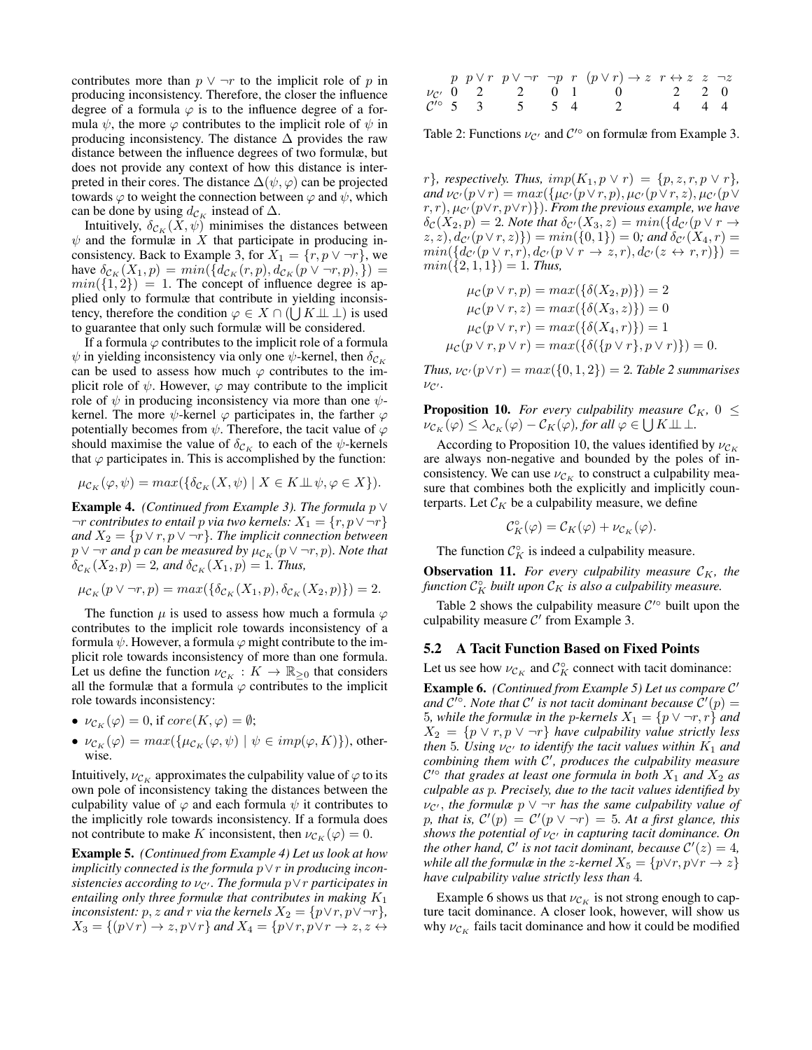contributes more than $p \vee \neg r$ to the implicit role of $p$ in producing inconsistency. Therefore, the closer the influence degree of a formula $\varphi$ is to the influence degree of a formula $\psi$, the more $\varphi$ contributes to the implicit role of $\psi$ in producing inconsistency. The distance $\Delta$ provides the raw distance between the influence degrees of two formulæ, but does not provide any context of how this distance is interpreted in their cores. The distance $\Delta(\psi, \varphi)$ can be projected towards $\varphi$ to weight the connection between $\varphi$ and $\psi$, which can be done by using $d_{\mathcal{C}_K}$ instead of $\Delta$.

Intuitively, $\delta_{\mathcal{C}_K}(X, \psi)$ minimises the distances between $\psi$ and the formulæ in $X$ that participate in producing inconsistency. Back to Example 3, for $X_1 = \{r, p \vee \neg r\}$, we have $\delta_{\mathcal{C}_K}(X_1, p) = min(\{d_{\mathcal{C}_K}(r, p), d_{\mathcal{C}_K}(p \vee \neg r, p), \}) = min(\{1, 2\}) = 1$. The concept of influence degree is applied only to formulæ that contribute in yielding inconsistency, therefore the condition $\varphi \in X \cap (\bigcup K \perp\!\!\!\perp \bot)$ is used to guarantee that only such formulæ will be considered.

If a formula $\varphi$ contributes to the implicit role of a formula $\psi$ in yielding inconsistency via only one $\psi$-kernel, then $\delta_{\mathcal{C}_K}$ can be used to assess how much $\varphi$ contributes to the implicit role of $\psi$. However, $\varphi$ may contribute to the implicit role of $\psi$ in producing inconsistency via more than one $\psi$-kernel. The more $\psi$-kernel $\varphi$ participates in, the farther $\varphi$ potentially becomes from $\psi$. Therefore, the tacit value of $\varphi$ should maximise the value of $\delta_{\mathcal{C}_K}$ to each of the $\psi$-kernels that $\varphi$ participates in. This is accomplished by the function:

$$\mu_{\mathcal{C}_K}(\varphi, \psi) = max(\{\delta_{\mathcal{C}_K}(X, \psi) \mid X \in K \perp\!\!\!\perp \psi, \varphi \in X\}).$$

**Example 4.** *(Continued from Example 3). The formula $p \vee \neg r$ contributes to entail $p$ via two kernels: $X_1 = \{r, p \vee \neg r\}$ and $X_2 = \{p \vee r, p \vee \neg r\}$. The implicit connection between $p \vee \neg r$ and $p$ can be measured by $\mu_{\mathcal{C}_K}(p \vee \neg r, p)$. Note that $\delta_{\mathcal{C}_K}(X_2, p) = 2$, and $\delta_{\mathcal{C}_K}(X_1, p) = 1$. Thus,*

$$\mu_{\mathcal{C}_K}(p \vee \neg r, p) = max(\{\delta_{\mathcal{C}_K}(X_1, p), \delta_{\mathcal{C}_K}(X_2, p)\}) = 2.$$

The function $\mu$ is used to assess how much a formula $\varphi$ contributes to the implicit role towards inconsistency of a formula $\psi$. However, a formula $\varphi$ might contribute to the implicit role towards inconsistency of more than one formula. Let us define the function $\nu_{\mathcal{C}_K} : K \to \mathbb{R}_{\geq 0}$ that considers all the formulæ that a formula $\varphi$ contributes to the implicit role towards inconsistency:

- $\nu_{\mathcal{C}_K}(\varphi) = 0$, if $core(K, \varphi) = \emptyset$;
- $\nu_{\mathcal{C}_K}(\varphi) = max(\{\mu_{\mathcal{C}_K}(\varphi, \psi) \mid \psi \in imp(\varphi, K)\})$, otherwise.

Intuitively, $\nu_{\mathcal{C}_K}$ approximates the culpability value of $\varphi$ to its own pole of inconsistency taking the distances between the culpability value of $\varphi$ and each formula $\psi$ it contributes to the implicitly role towards inconsistency. If a formula does not contribute to make $K$ inconsistent, then $\nu_{\mathcal{C}_K}(\varphi) = 0$.

**Example 5.** *(Continued from Example 4) Let us look at how implicitly connected is the formula $p \vee r$ in producing inconsistencies according to $\nu_{\mathcal{C}'}$. The formula $p \vee r$ participates in entailing only three formulæ that contributes in making $K_1$ inconsistent: $p$, $z$ and $r$ via the kernels $X_2 = \{p \vee r, p \vee \neg r\}$, $X_3 = \{(p \vee r) \to z, p \vee r\}$ and $X_4 = \{p \vee r, p \vee r \to z, z \leftrightarrow r\}$, respectively. Thus, $imp(K_1, p \vee r) = \{p, z, r, p \vee r\}$, and $\nu_{\mathcal{C}'}(p \vee r) = max(\{\mu_{\mathcal{C}'}(p \vee r, p), \mu_{\mathcal{C}'}(p \vee r, z), \mu_{\mathcal{C}'}(p \vee r, r), \mu_{\mathcal{C}'}(p \vee r, p \vee r)\})$. From the previous example, we have $\delta_{\mathcal{C}}(X_2, p) = 2$. Note that $\delta_{\mathcal{C}'}(X_3, z) = min(\{d_{\mathcal{C}'}(p \vee r \to z, z), d_{\mathcal{C}'}(p \vee r, z)\}) = min(\{0, 1\}) = 0$; and $\delta_{\mathcal{C}'}(X_4, r) = min(\{d_{\mathcal{C}'}(p \vee r, r), d_{\mathcal{C}'}(p \vee r \to z, r), d_{\mathcal{C}'}(z \leftrightarrow r, r)\}) = min(\{2, 1, 1\}) = 1$. Thus,*

$$\mu_{\mathcal{C}}(p \vee r, p) = max(\{\delta(X_2, p)\}) = 2$$
$$\mu_{\mathcal{C}}(p \vee r, z) = max(\{\delta(X_3, z)\}) = 0$$
$$\mu_{\mathcal{C}}(p \vee r, r) = max(\{\delta(X_4, r)\}) = 1$$
$$\mu_{\mathcal{C}}(p \vee r, p \vee r) = max(\{\delta(\{p \vee r\}, p \vee r)\}) = 0.$$

*Thus, $\nu_{\mathcal{C}'}(p \vee r) = max(\{0, 1, 2\}) = 2$. Table 2 summarises $\nu_{\mathcal{C}'}$.*

|  | $p$ | $p \vee r$ | $p \vee \neg r$ | $\neg p$ | $r$ | $(p \vee r) \to z$ | $r \leftrightarrow z$ | $z$ | $\neg z$ |
|---|---|---|---|---|---|---|---|---|---|
| $\nu_{\mathcal{C}'}$ | 0 | 2 | 2 | 0 | 1 | 0 | 2 | 2 | 0 |
| $\mathcal{C}'^{\circ}$ | 5 | 3 | 5 | 5 | 4 | 2 | 4 | 4 | 4 |

Table 2: Functions $\nu_{\mathcal{C}'}$ and $\mathcal{C}'^{\circ}$ on formulæ from Example 3.

**Proposition 10.** *For every culpability measure $\mathcal{C}_K$, $0 \leq \nu_{\mathcal{C}_K}(\varphi) \leq \lambda_{\mathcal{C}_K}(\varphi) - \mathcal{C}_K(\varphi)$, for all $\varphi \in \bigcup K \perp\!\!\!\perp \bot$.*

According to Proposition 10, the values identified by $\nu_{\mathcal{C}_K}$ are always non-negative and bounded by the poles of inconsistency. We can use $\nu_{\mathcal{C}_K}$ to construct a culpability measure that combines both the explicitly and implicitly counterparts. Let $\mathcal{C}_K$ be a culpability measure, we define

$$\mathcal{C}^{\circ}_K(\varphi) = \mathcal{C}_K(\varphi) + \nu_{\mathcal{C}_K}(\varphi).$$

The function $\mathcal{C}^{\circ}_K$ is indeed a culpability measure.

**Observation 11.** *For every culpability measure $\mathcal{C}_K$, the function $\mathcal{C}^{\circ}_K$ built upon $\mathcal{C}_K$ is also a culpability measure.*

Table 2 shows the culpability measure $\mathcal{C}'^{\circ}$ built upon the culpability measure $\mathcal{C}'$ from Example 3.

## 5.2 A Tacit Function Based on Fixed Points

Let us see how $\nu_{\mathcal{C}_K}$ and $\mathcal{C}^{\circ}_K$ connect with tacit dominance:

**Example 6.** *(Continued from Example 5) Let us compare $\mathcal{C}'$ and $\mathcal{C}'^{\circ}$. Note that $\mathcal{C}'$ is not tacit dominant because $\mathcal{C}'(p) = 5$, while the formulæ in the $p$-kernels $X_1 = \{p \vee \neg r, r\}$ and $X_2 = \{p \vee r, p \vee \neg r\}$ have culpability value strictly less then 5. Using $\nu_{\mathcal{C}'}$ to identify the tacit values within $K_1$ and combining them with $\mathcal{C}'$, produces the culpability measure $\mathcal{C}'^{\circ}$ that grades at least one formula in both $X_1$ and $X_2$ as culpable as $p$. Precisely, due to the tacit values identified by $\nu_{\mathcal{C}'}$, the formulæ $p \vee \neg r$ has the same culpability value of $p$, that is, $\mathcal{C}'(p) = \mathcal{C}'(p \vee \neg r) = 5$. At a first glance, this shows the potential of $\nu_{\mathcal{C}'}$ in capturing tacit dominance. On the other hand, $\mathcal{C}'$ is not tacit dominant, because $\mathcal{C}'(z) = 4$, while all the formulæ in the $z$-kernel $X_5 = \{p \vee r, p \vee r \to z\}$ have culpability value strictly less than 4.*

Example 6 shows us that $\nu_{\mathcal{C}_K}$ is not strong enough to capture tacit dominance. A closer look, however, will show us why $\nu_{\mathcal{C}_K}$ fails tacit dominance and how it could be modified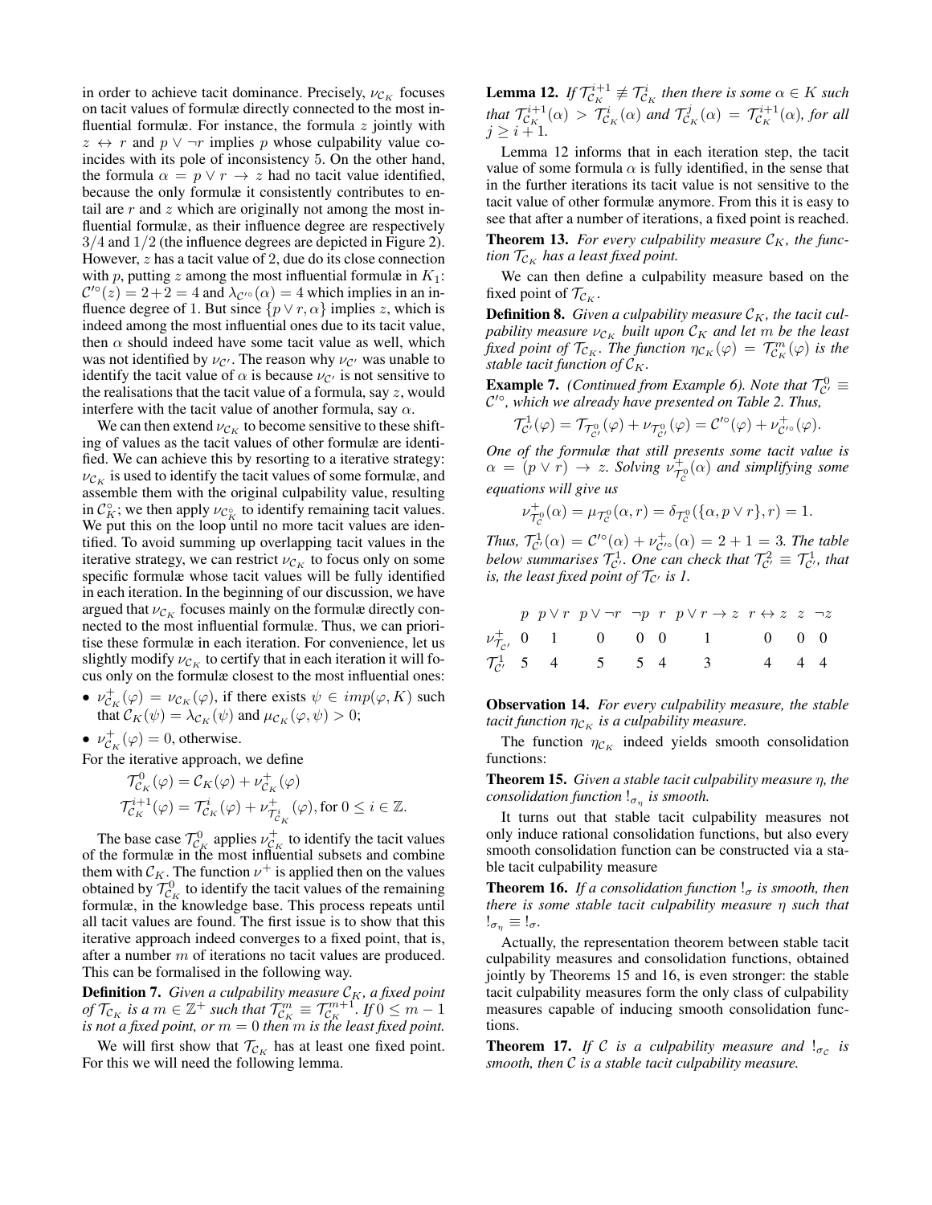in order to achieve tacit dominance. Precisely, $\nu_{\mathcal{C}_K}$ focuses on tacit values of formulæ directly connected to the most influential formulæ. For instance, the formula $z$ jointly with $z \leftrightarrow r$ and $p \vee \neg r$ implies $p$ whose culpability value coincides with its pole of inconsistency 5. On the other hand, the formula $\alpha = p \vee r \rightarrow z$ had no tacit value identified, because the only formulæ it consistently contributes to entail are $r$ and $z$ which are originally not among the most influential formulæ, as their influence degree are respectively $3/4$ and $1/2$ (the influence degrees are depicted in Figure 2). However, $z$ has a tacit value of 2, due do its close connection with $p$, putting $z$ among the most influential formulæ in $K_1$: $\mathcal{C}'^{\circ}(z) = 2+2 = 4$ and $\lambda_{\mathcal{C}'^{\circ}}(\alpha) = 4$ which implies in an influence degree of 1. But since $\{p \vee r, \alpha\}$ implies $z$, which is indeed among the most influential ones due to its tacit value, then $\alpha$ should indeed have some tacit value as well, which was not identified by $\nu_{\mathcal{C}'}$. The reason why $\nu_{\mathcal{C}'}$ was unable to identify the tacit value of $\alpha$ is because $\nu_{\mathcal{C}'}$ is not sensitive to the realisations that the tacit value of a formula, say $z$, would interfere with the tacit value of another formula, say $\alpha$.

We can then extend $\nu_{\mathcal{C}_K}$ to become sensitive to these shifting of values as the tacit values of other formulæ are identified. We can achieve this by resorting to a iterative strategy: $\nu_{\mathcal{C}_K}$ is used to identify the tacit values of some formulæ, and assemble them with the original culpability value, resulting in $\mathcal{C}^{\circ}_K$; we then apply $\nu_{\mathcal{C}^{\circ}_K}$ to identify remaining tacit values. We put this on the loop until no more tacit values are identified. To avoid summing up overlapping tacit values in the iterative strategy, we can restrict $\nu_{\mathcal{C}_K}$ to focus only on some specific formulæ whose tacit values will be fully identified in each iteration. In the beginning of our discussion, we have argued that $\nu_{\mathcal{C}_K}$ focuses mainly on the formulæ directly connected to the most influential formulæ. Thus, we can prioritise these formulæ in each iteration. For convenience, let us slightly modify $\nu_{\mathcal{C}_K}$ to certify that in each iteration it will focus only on the formulæ closest to the most influential ones:

- $\nu^{+}_{\mathcal{C}_K}(\varphi) = \nu_{\mathcal{C}_K}(\varphi)$, if there exists $\psi \in imp(\varphi, K)$ such that $\mathcal{C}_K(\psi) = \lambda_{\mathcal{C}_K}(\psi)$ and $\mu_{\mathcal{C}_K}(\varphi, \psi) > 0$;
- $\nu^{+}_{\mathcal{C}_K}(\varphi) = 0$, otherwise.

For the iterative approach, we define

$$\mathcal{T}^{0}_{\mathcal{C}_K}(\varphi) = \mathcal{C}_K(\varphi) + \nu^{+}_{\mathcal{C}_K}(\varphi)$$
$$\mathcal{T}^{i+1}_{\mathcal{C}_K}(\varphi) = \mathcal{T}^{i}_{\mathcal{C}_K}(\varphi) + \nu^{+}_{\mathcal{T}^{i}_{\mathcal{C}_K}}(\varphi), \text{for } 0 \leq i \in \mathbb{Z}.$$

The base case $\mathcal{T}^{0}_{\mathcal{C}_K}$ applies $\nu^{+}_{\mathcal{C}_K}$ to identify the tacit values of the formulæ in the most influential subsets and combine them with $\mathcal{C}_K$. The function $\nu^{+}$ is applied then on the values obtained by $\mathcal{T}^{0}_{\mathcal{C}_K}$ to identify the tacit values of the remaining formulæ, in the knowledge base. This process repeats until all tacit values are found. The first issue is to show that this iterative approach indeed converges to a fixed point, that is, after a number $m$ of iterations no tacit values are produced. This can be formalised in the following way.

**Definition 7.** *Given a culpability measure $\mathcal{C}_K$, a fixed point of $\mathcal{T}_{\mathcal{C}_K}$ is a $m \in \mathbb{Z}^{+}$ such that $\mathcal{T}^{m}_{\mathcal{C}_K} \equiv \mathcal{T}^{m+1}_{\mathcal{C}_K}$. If $0 \leq m-1$ is not a fixed point, or $m = 0$ then $m$ is the least fixed point.*

We will first show that $\mathcal{T}_{\mathcal{C}_K}$ has at least one fixed point. For this we will need the following lemma.

**Lemma 12.** *If $\mathcal{T}^{i+1}_{\mathcal{C}_K} \not\equiv \mathcal{T}^{i}_{\mathcal{C}_K}$ then there is some $\alpha \in K$ such that $\mathcal{T}^{i+1}_{\mathcal{C}_K}(\alpha) > \mathcal{T}^{i}_{\mathcal{C}_K}(\alpha)$ and $\mathcal{T}^{j}_{\mathcal{C}_K}(\alpha) = \mathcal{T}^{i+1}_{\mathcal{C}_K}(\alpha)$, for all $j \geq i+1$.*

Lemma 12 informs that in each iteration step, the tacit value of some formula $\alpha$ is fully identified, in the sense that in the further iterations its tacit value is not sensitive to the tacit value of other formulæ anymore. From this it is easy to see that after a number of iterations, a fixed point is reached.

**Theorem 13.** *For every culpability measure $\mathcal{C}_K$, the function $\mathcal{T}_{\mathcal{C}_K}$ has a least fixed point.*

We can then define a culpability measure based on the fixed point of $\mathcal{T}_{\mathcal{C}_K}$.

**Definition 8.** *Given a culpability measure $\mathcal{C}_K$, the tacit culpability measure $\nu_{\mathcal{C}_K}$ built upon $\mathcal{C}_K$ and let $m$ be the least fixed point of $\mathcal{T}_{\mathcal{C}_K}$. The function $\eta_{\mathcal{C}_K}(\varphi) = \mathcal{T}^{m}_{\mathcal{C}_K}(\varphi)$ is the stable tacit function of $\mathcal{C}_K$.*

**Example 7.** *(Continued from Example 6). Note that $\mathcal{T}^{0}_{\mathcal{C}'} \equiv \mathcal{C}'^{\circ}$, which we already have presented on Table 2. Thus,*

$$\mathcal{T}^{1}_{\mathcal{C}'}(\varphi) = \mathcal{T}_{\mathcal{T}^{0}_{\mathcal{C}'}}(\varphi) + \nu_{\mathcal{T}^{0}_{\mathcal{C}'}}(\varphi) = \mathcal{C}'^{\circ}(\varphi) + \nu^{+}_{\mathcal{C}'^{\circ}}(\varphi).$$

*One of the formulæ that still presents some tacit value is $\alpha = (p \vee r) \rightarrow z$. Solving $\nu^{+}_{\mathcal{T}^{0}_{\mathcal{C}}}(\alpha)$ and simplifying some equations will give us*

$$\nu^{+}_{\mathcal{T}^{0}_{\mathcal{C}}}(\alpha) = \mu_{\mathcal{T}^{0}_{\mathcal{C}}}(\alpha, r) = \delta_{\mathcal{T}^{0}_{\mathcal{C}}}(\{\alpha, p \vee r\}, r) = 1.$$

*Thus, $\mathcal{T}^{1}_{\mathcal{C}'}(\alpha) = \mathcal{C}'^{\circ}(\alpha) + \nu^{+}_{\mathcal{C}'^{\circ}}(\alpha) = 2 + 1 = 3$. The table below summarises $\mathcal{T}^{1}_{\mathcal{C}'}$. One can check that $\mathcal{T}^{2}_{\mathcal{C}'} \equiv \mathcal{T}^{1}_{\mathcal{C}'}$, that is, the least fixed point of $\mathcal{T}_{\mathcal{C}'}$ is 1.*

| | $p$ | $p \vee r$ | $p \vee \neg r$ | $\neg p$ | $r$ | $p \vee r \rightarrow z$ | $r \leftrightarrow z$ | $z$ | $\neg z$ |
|---|---|---|---|---|---|---|---|---|---|
| $\nu^{+}_{\mathcal{T}_{\mathcal{C}'}}$ | 0 | 1 | 0 | 0 | 0 | 1 | 0 | 0 | 0 |
| $\mathcal{T}^{1}_{\mathcal{C}'}$ | 5 | 4 | 5 | 5 | 4 | 3 | 4 | 4 | 4 |

**Observation 14.** *For every culpability measure, the stable tacit function $\eta_{\mathcal{C}_K}$ is a culpability measure.*

The function $\eta_{\mathcal{C}_K}$ indeed yields smooth consolidation functions:

**Theorem 15.** *Given a stable tacit culpability measure $\eta$, the consolidation function $!_{\sigma_\eta}$ is smooth.*

It turns out that stable tacit culpability measures not only induce rational consolidation functions, but also every smooth consolidation function can be constructed via a stable tacit culpability measure

**Theorem 16.** *If a consolidation function $!_\sigma$ is smooth, then there is some stable tacit culpability measure $\eta$ such that $!_{\sigma_\eta} \equiv !_\sigma$.*

Actually, the representation theorem between stable tacit culpability measures and consolidation functions, obtained jointly by Theorems 15 and 16, is even stronger: the stable tacit culpability measures form the only class of culpability measures capable of inducing smooth consolidation functions.

**Theorem 17.** *If $\mathcal{C}$ is a culpability measure and $!_{\sigma_{\mathcal{C}}}$ is smooth, then $\mathcal{C}$ is a stable tacit culpability measure.*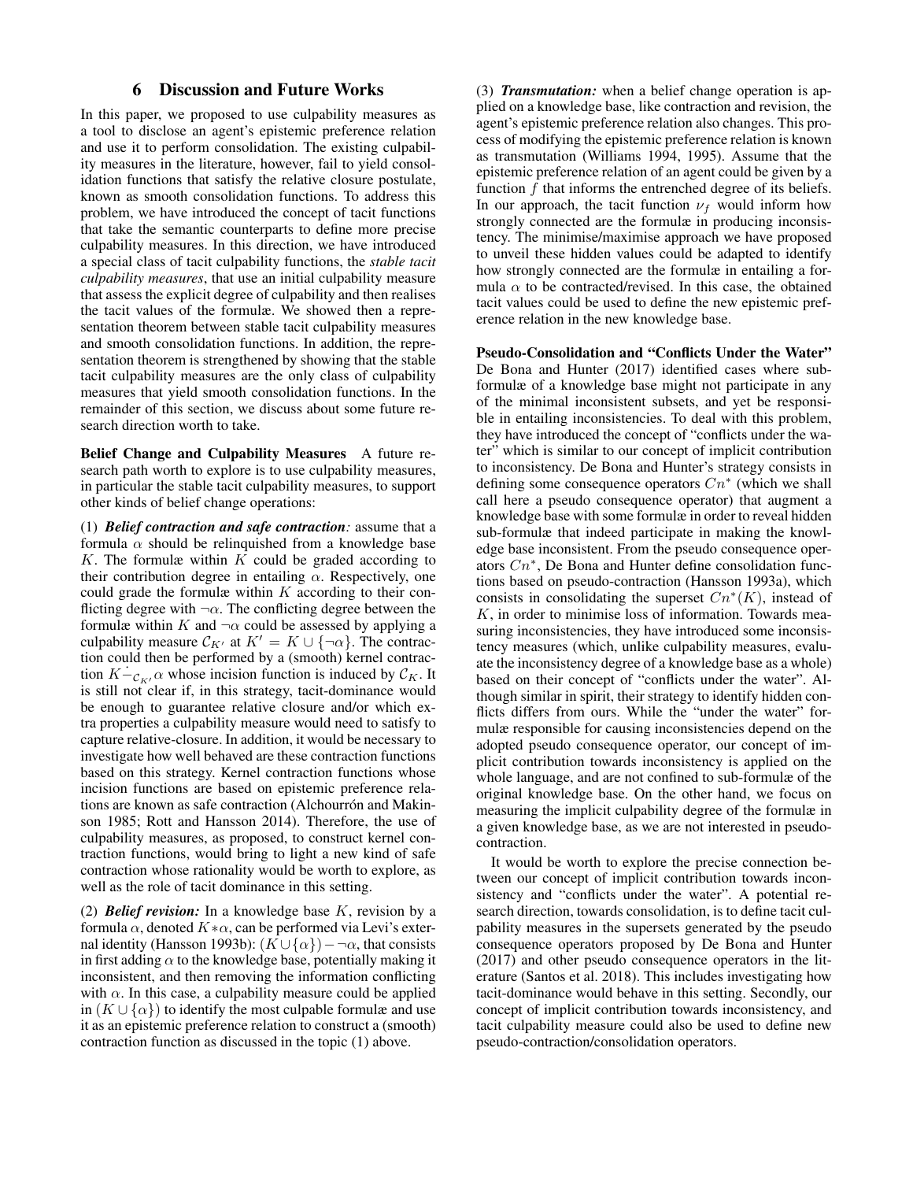## 6 Discussion and Future Works

In this paper, we proposed to use culpability measures as a tool to disclose an agent's epistemic preference relation and use it to perform consolidation. The existing culpability measures in the literature, however, fail to yield consolidation functions that satisfy the relative closure postulate, known as smooth consolidation functions. To address this problem, we have introduced the concept of tacit functions that take the semantic counterparts to define more precise culpability measures. In this direction, we have introduced a special class of tacit culpability functions, the *stable tacit culpability measures*, that use an initial culpability measure that assess the explicit degree of culpability and then realises the tacit values of the formulæ. We showed then a representation theorem between stable tacit culpability measures and smooth consolidation functions. In addition, the representation theorem is strengthened by showing that the stable tacit culpability measures are the only class of culpability measures that yield smooth consolidation functions. In the remainder of this section, we discuss about some future research direction worth to take.

**Belief Change and Culpability Measures** A future research path worth to explore is to use culpability measures, in particular the stable tacit culpability measures, to support other kinds of belief change operations:

(1) ***Belief contraction and safe contraction****:* assume that a formula $\alpha$ should be relinquished from a knowledge base $K$. The formulæ within $K$ could be graded according to their contribution degree in entailing $\alpha$. Respectively, one could grade the formulæ within $K$ according to their conflicting degree with $\neg\alpha$. The conflicting degree between the formulæ within $K$ and $\neg\alpha$ could be assessed by applying a culpability measure $\mathcal{C}_{K'}$ at $K' = K \cup \{\neg\alpha\}$. The contraction could then be performed by a (smooth) kernel contraction $K \dot{-}_{\mathcal{C}_{K'}} \alpha$ whose incision function is induced by $\mathcal{C}_K$. It is still not clear if, in this strategy, tacit-dominance would be enough to guarantee relative closure and/or which extra properties a culpability measure would need to satisfy to capture relative-closure. In addition, it would be necessary to investigate how well behaved are these contraction functions based on this strategy. Kernel contraction functions whose incision functions are based on epistemic preference relations are known as safe contraction (Alchourrón and Makinson 1985; Rott and Hansson 2014). Therefore, the use of culpability measures, as proposed, to construct kernel contraction functions, would bring to light a new kind of safe contraction whose rationality would be worth to explore, as well as the role of tacit dominance in this setting.

(2) ***Belief revision:*** In a knowledge base $K$, revision by a formula $\alpha$, denoted $K*\alpha$, can be performed via Levi's external identity (Hansson 1993b): $(K \cup \{\alpha\}) - \neg\alpha$, that consists in first adding $\alpha$ to the knowledge base, potentially making it inconsistent, and then removing the information conflicting with $\alpha$. In this case, a culpability measure could be applied in $(K \cup \{\alpha\})$ to identify the most culpable formulæ and use it as an epistemic preference relation to construct a (smooth) contraction function as discussed in the topic (1) above.

(3) ***Transmutation:*** when a belief change operation is applied on a knowledge base, like contraction and revision, the agent's epistemic preference relation also changes. This process of modifying the epistemic preference relation is known as transmutation (Williams 1994, 1995). Assume that the epistemic preference relation of an agent could be given by a function $f$ that informs the entrenched degree of its beliefs. In our approach, the tacit function $\nu_f$ would inform how strongly connected are the formulæ in producing inconsistency. The minimise/maximise approach we have proposed to unveil these hidden values could be adapted to identify how strongly connected are the formulæ in entailing a formula $\alpha$ to be contracted/revised. In this case, the obtained tacit values could be used to define the new epistemic preference relation in the new knowledge base.

**Pseudo-Consolidation and "Conflicts Under the Water"** De Bona and Hunter (2017) identified cases where subformulæ of a knowledge base might not participate in any of the minimal inconsistent subsets, and yet be responsible in entailing inconsistencies. To deal with this problem, they have introduced the concept of "conflicts under the water" which is similar to our concept of implicit contribution to inconsistency. De Bona and Hunter's strategy consists in defining some consequence operators $Cn^*$ (which we shall call here a pseudo consequence operator) that augment a knowledge base with some formulæ in order to reveal hidden sub-formulæ that indeed participate in making the knowledge base inconsistent. From the pseudo consequence operators $Cn^*$, De Bona and Hunter define consolidation functions based on pseudo-contraction (Hansson 1993a), which consists in consolidating the superset $Cn^*(K)$, instead of $K$, in order to minimise loss of information. Towards measuring inconsistencies, they have introduced some inconsistency measures (which, unlike culpability measures, evaluate the inconsistency degree of a knowledge base as a whole) based on their concept of "conflicts under the water". Although similar in spirit, their strategy to identify hidden conflicts differs from ours. While the "under the water" formulæ responsible for causing inconsistencies depend on the adopted pseudo consequence operator, our concept of implicit contribution towards inconsistency is applied on the whole language, and are not confined to sub-formulæ of the original knowledge base. On the other hand, we focus on measuring the implicit culpability degree of the formulæ in a given knowledge base, as we are not interested in pseudo-contraction.

It would be worth to explore the precise connection between our concept of implicit contribution towards inconsistency and "conflicts under the water". A potential research direction, towards consolidation, is to define tacit culpability measures in the supersets generated by the pseudo consequence operators proposed by De Bona and Hunter (2017) and other pseudo consequence operators in the literature (Santos et al. 2018). This includes investigating how tacit-dominance would behave in this setting. Secondly, our concept of implicit contribution towards inconsistency, and tacit culpability measure could also be used to define new pseudo-contraction/consolidation operators.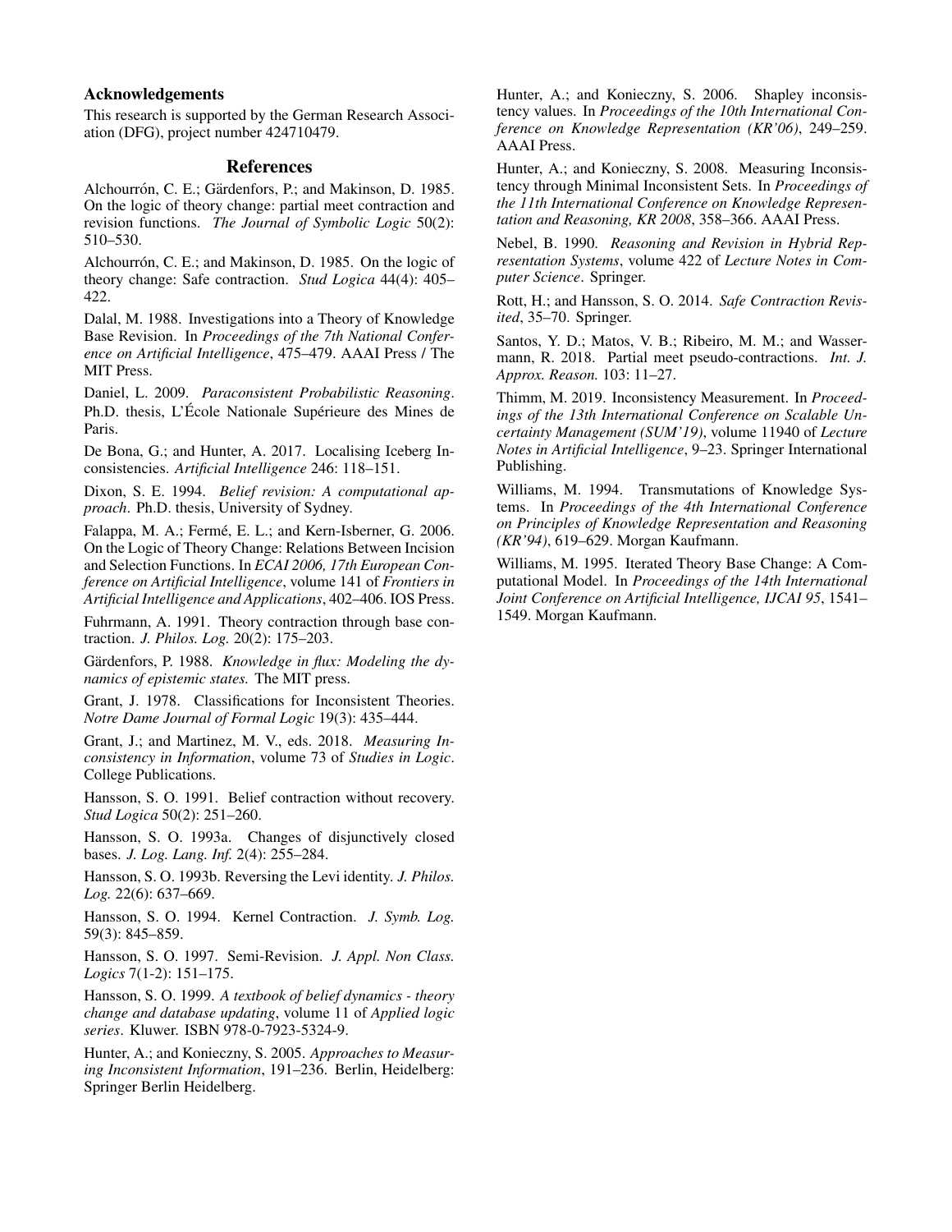### Acknowledgements

This research is supported by the German Research Association (DFG), project number 424710479.

## References

Alchourrón, C. E.; Gärdenfors, P.; and Makinson, D. 1985. On the logic of theory change: partial meet contraction and revision functions. *The Journal of Symbolic Logic* 50(2): 510–530.

Alchourrón, C. E.; and Makinson, D. 1985. On the logic of theory change: Safe contraction. *Stud Logica* 44(4): 405–422.

Dalal, M. 1988. Investigations into a Theory of Knowledge Base Revision. In *Proceedings of the 7th National Conference on Artificial Intelligence*, 475–479. AAAI Press / The MIT Press.

Daniel, L. 2009. *Paraconsistent Probabilistic Reasoning*. Ph.D. thesis, L'École Nationale Supérieure des Mines de Paris.

De Bona, G.; and Hunter, A. 2017. Localising Iceberg Inconsistencies. *Artificial Intelligence* 246: 118–151.

Dixon, S. E. 1994. *Belief revision: A computational approach*. Ph.D. thesis, University of Sydney.

Falappa, M. A.; Fermé, E. L.; and Kern-Isberner, G. 2006. On the Logic of Theory Change: Relations Between Incision and Selection Functions. In *ECAI 2006, 17th European Conference on Artificial Intelligence*, volume 141 of *Frontiers in Artificial Intelligence and Applications*, 402–406. IOS Press.

Fuhrmann, A. 1991. Theory contraction through base contraction. *J. Philos. Log.* 20(2): 175–203.

Gärdenfors, P. 1988. *Knowledge in flux: Modeling the dynamics of epistemic states.* The MIT press.

Grant, J. 1978. Classifications for Inconsistent Theories. *Notre Dame Journal of Formal Logic* 19(3): 435–444.

Grant, J.; and Martinez, M. V., eds. 2018. *Measuring Inconsistency in Information*, volume 73 of *Studies in Logic*. College Publications.

Hansson, S. O. 1991. Belief contraction without recovery. *Stud Logica* 50(2): 251–260.

Hansson, S. O. 1993a. Changes of disjunctively closed bases. *J. Log. Lang. Inf.* 2(4): 255–284.

Hansson, S. O. 1993b. Reversing the Levi identity. *J. Philos. Log.* 22(6): 637–669.

Hansson, S. O. 1994. Kernel Contraction. *J. Symb. Log.* 59(3): 845–859.

Hansson, S. O. 1997. Semi-Revision. *J. Appl. Non Class. Logics* 7(1-2): 151–175.

Hansson, S. O. 1999. *A textbook of belief dynamics - theory change and database updating*, volume 11 of *Applied logic series*. Kluwer. ISBN 978-0-7923-5324-9.

Hunter, A.; and Konieczny, S. 2005. *Approaches to Measuring Inconsistent Information*, 191–236. Berlin, Heidelberg: Springer Berlin Heidelberg.

Hunter, A.; and Konieczny, S. 2006. Shapley inconsistency values. In *Proceedings of the 10th International Conference on Knowledge Representation (KR'06)*, 249–259. AAAI Press.

Hunter, A.; and Konieczny, S. 2008. Measuring Inconsistency through Minimal Inconsistent Sets. In *Proceedings of the 11th International Conference on Knowledge Representation and Reasoning, KR 2008*, 358–366. AAAI Press.

Nebel, B. 1990. *Reasoning and Revision in Hybrid Representation Systems*, volume 422 of *Lecture Notes in Computer Science*. Springer.

Rott, H.; and Hansson, S. O. 2014. *Safe Contraction Revisited*, 35–70. Springer.

Santos, Y. D.; Matos, V. B.; Ribeiro, M. M.; and Wassermann, R. 2018. Partial meet pseudo-contractions. *Int. J. Approx. Reason.* 103: 11–27.

Thimm, M. 2019. Inconsistency Measurement. In *Proceedings of the 13th International Conference on Scalable Uncertainty Management (SUM'19)*, volume 11940 of *Lecture Notes in Artificial Intelligence*, 9–23. Springer International Publishing.

Williams, M. 1994. Transmutations of Knowledge Systems. In *Proceedings of the 4th International Conference on Principles of Knowledge Representation and Reasoning (KR'94)*, 619–629. Morgan Kaufmann.

Williams, M. 1995. Iterated Theory Base Change: A Computational Model. In *Proceedings of the 14th International Joint Conference on Artificial Intelligence, IJCAI 95*, 1541–1549. Morgan Kaufmann.